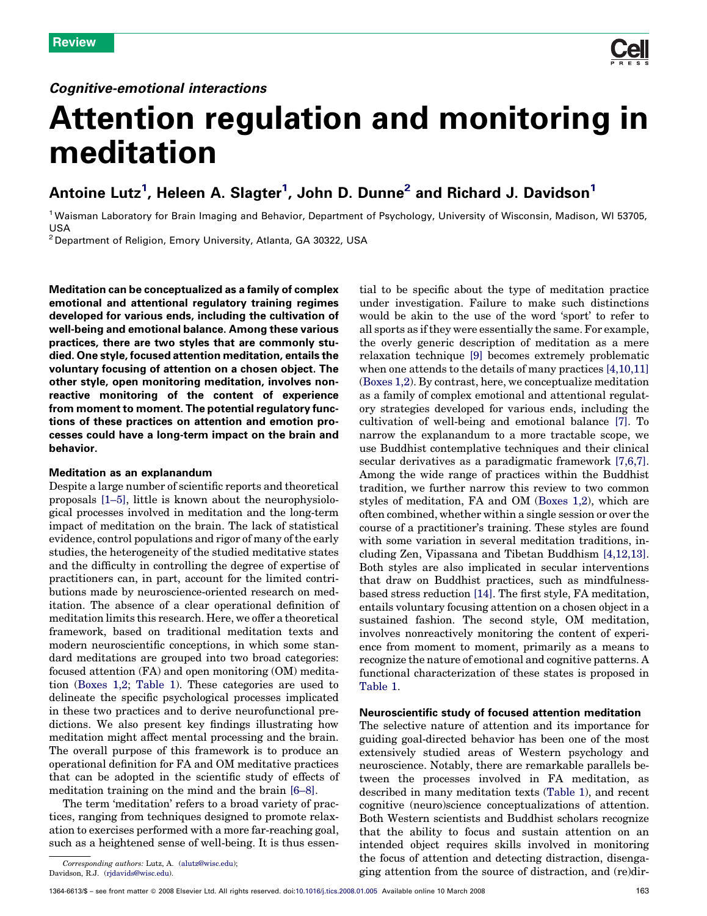Review

*Cognitive-emotional interactions*

# Attention regulation and monitoring in meditation

**Antoine Lutz[1], Heleen A. Slagter[1], John D. Dunne[2] and Richard J. Davidson[1]**

[1] Waisman Laboratory for Brain Imaging and Behavior, Department of Psychology, University of Wisconsin, Madison, WI 53705, USA

[2] Department of Religion, Emory University, Atlanta, GA 30322, USA

**Meditation can be conceptualized as a family of complex emotional and attentional regulatory training regimes developed for various ends, including the cultivation of well-being and emotional balance. Among these various practices, there are two styles that are commonly studied. One style, focused attention meditation, entails the voluntary focusing of attention on a chosen object. The other style, open monitoring meditation, involves nonreactive monitoring of the content of experience from moment to moment. The potential regulatory functions of these practices on attention and emotion processes could have a long-term impact on the brain and behavior.**

### Meditation as an explanandum

Despite a large number of scientific reports and theoretical proposals [1–5], little is known about the neurophysiological processes involved in meditation and the long-term impact of meditation on the brain. The lack of statistical evidence, control populations and rigor of many of the early studies, the heterogeneity of the studied meditative states and the difficulty in controlling the degree of expertise of practitioners can, in part, account for the limited contributions made by neuroscience-oriented research on meditation. The absence of a clear operational definition of meditation limits this research. Here, we offer a theoretical framework, based on traditional meditation texts and modern neuroscientific conceptions, in which some standard meditations are grouped into two broad categories: focused attention (FA) and open monitoring (OM) meditation (Boxes 1,2; Table 1). These categories are used to delineate the specific psychological processes implicated in these two practices and to derive neurofunctional predictions. We also present key findings illustrating how meditation might affect mental processing and the brain. The overall purpose of this framework is to produce an operational definition for FA and OM meditative practices that can be adopted in the scientific study of effects of meditation training on the mind and the brain [6–8].

The term 'meditation' refers to a broad variety of practices, ranging from techniques designed to promote relaxation to exercises performed with a more far-reaching goal, such as a heightened sense of well-being. It is thus essential to be specific about the type of meditation practice under investigation. Failure to make such distinctions would be akin to the use of the word 'sport' to refer to all sports as if they were essentially the same. For example, the overly generic description of meditation as a mere relaxation technique [9] becomes extremely problematic when one attends to the details of many practices [4,10,11] (Boxes 1,2). By contrast, here, we conceptualize meditation as a family of complex emotional and attentional regulatory strategies developed for various ends, including the cultivation of well-being and emotional balance [7]. To narrow the explanandum to a more tractable scope, we use Buddhist contemplative techniques and their clinical secular derivatives as a paradigmatic framework [7,6,7]. Among the wide range of practices within the Buddhist tradition, we further narrow this review to two common styles of meditation, FA and OM (Boxes 1,2), which are often combined, whether within a single session or over the course of a practitioner's training. These styles are found with some variation in several meditation traditions, including Zen, Vipassana and Tibetan Buddhism [4,12,13]. Both styles are also implicated in secular interventions that draw on Buddhist practices, such as mindfulness-based stress reduction [14]. The first style, FA meditation, entails voluntary focusing attention on a chosen object in a sustained fashion. The second style, OM meditation, involves nonreactively monitoring the content of experience from moment to moment, primarily as a means to recognize the nature of emotional and cognitive patterns. A functional characterization of these states is proposed in Table 1.

### Neuroscientific study of focused attention meditation

The selective nature of attention and its importance for guiding goal-directed behavior has been one of the most extensively studied areas of Western psychology and neuroscience. Notably, there are remarkable parallels between the processes involved in FA meditation, as described in many meditation texts (Table 1), and recent cognitive (neuro)science conceptualizations of attention. Both Western scientists and Buddhist scholars recognize that the ability to focus and sustain attention on an intended object requires skills involved in monitoring the focus of attention and detecting distraction, disengaging attention from the source of distraction, and (re)dir-

*Corresponding authors:* Lutz, A. (alutz@wisc.edu); Davidson, R.J. (rjdavids@wisc.edu).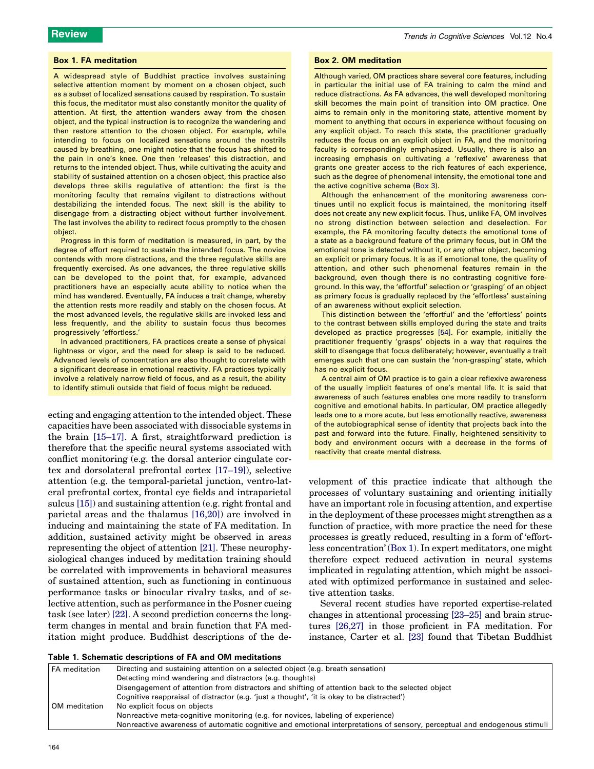### Box 1. FA meditation

A widespread style of Buddhist practice involves sustaining selective attention moment by moment on a chosen object, such as a subset of localized sensations caused by respiration. To sustain this focus, the meditator must also constantly monitor the quality of attention. At first, the attention wanders away from the chosen object, and the typical instruction is to recognize the wandering and then restore attention to the chosen object. For example, while intending to focus on localized sensations around the nostrils caused by breathing, one might notice that the focus has shifted to the pain in one's knee. One then 'releases' this distraction, and returns to the intended object. Thus, while cultivating the acuity and stability of sustained attention on a chosen object, this practice also develops three skills regulative of attention: the first is the monitoring faculty that remains vigilant to distractions without destabilizing the intended focus. The next skill is the ability to disengage from a distracting object without further involvement. The last involves the ability to redirect focus promptly to the chosen object.

Progress in this form of meditation is measured, in part, by the degree of effort required to sustain the intended focus. The novice contends with more distractions, and the three regulative skills are frequently exercised. As one advances, the three regulative skills can be developed to the point that, for example, advanced practitioners have an especially acute ability to notice when the mind has wandered. Eventually, FA induces a trait change, whereby the attention rests more readily and stably on the chosen focus. At the most advanced levels, the regulative skills are invoked less and less frequently, and the ability to sustain focus thus becomes progressively 'effortless.'

In advanced practitioners, FA practices create a sense of physical lightness or vigor, and the need for sleep is said to be reduced. Advanced levels of concentration are also thought to correlate with a significant decrease in emotional reactivity. FA practices typically involve a relatively narrow field of focus, and as a result, the ability to identify stimuli outside that field of focus might be reduced.

### Box 2. OM meditation

Although varied, OM practices share several core features, including in particular the initial use of FA training to calm the mind and reduce distractions. As FA advances, the well developed monitoring skill becomes the main point of transition into OM practice. One aims to remain only in the monitoring state, attentive moment by moment to anything that occurs in experience without focusing on any explicit object. To reach this state, the practitioner gradually reduces the focus on an explicit object in FA, and the monitoring faculty is correspondingly emphasized. Usually, there is also an increasing emphasis on cultivating a 'reflexive' awareness that grants one greater access to the rich features of each experience, such as the degree of phenomenal intensity, the emotional tone and the active cognitive schema (Box 3).

Although the enhancement of the monitoring awareness continues until no explicit focus is maintained, the monitoring itself does not create any new explicit focus. Thus, unlike FA, OM involves no strong distinction between selection and deselection. For example, the FA monitoring faculty detects the emotional tone of a state as a background feature of the primary focus, but in OM the emotional tone is detected without it, or any other object, becoming an explicit or primary focus. It is as if emotional tone, the quality of attention, and other such phenomenal features remain in the background, even though there is no contrasting cognitive foreground. In this way, the 'effortful' selection or 'grasping' of an object as primary focus is gradually replaced by the 'effortless' sustaining of an awareness without explicit selection.

This distinction between the 'effortful' and the 'effortless' points to the contrast between skills employed during the state and traits developed as practice progresses [54]. For example, initially the practitioner frequently 'grasps' objects in a way that requires the skill to disengage that focus deliberately; however, eventually a trait emerges such that one can sustain the 'non-grasping' state, which has no explicit focus.

A central aim of OM practice is to gain a clear reflexive awareness of the usually implicit features of one's mental life. It is said that awareness of such features enables one more readily to transform cognitive and emotional habits. In particular, OM practice allegedly leads one to a more acute, but less emotionally reactive, awareness of the autobiographical sense of identity that projects back into the past and forward into the future. Finally, heightened sensitivity to body and environment occurs with a decrease in the forms of reactivity that create mental distress.

ecting and engaging attention to the intended object. These capacities have been associated with dissociable systems in the brain [15–17]. A first, straightforward prediction is therefore that the specific neural systems associated with conflict monitoring (e.g. the dorsal anterior cingulate cortex and dorsolateral prefrontal cortex [17–19]), selective attention (e.g. the temporal-parietal junction, ventro-lateral prefrontal cortex, frontal eye fields and intraparietal sulcus [15]) and sustaining attention (e.g. right frontal and parietal areas and the thalamus [16,20]) are involved in inducing and maintaining the state of FA meditation. In addition, sustained activity might be observed in areas representing the object of attention [21]. These neurophysiological changes induced by meditation training should be correlated with improvements in behavioral measures of sustained attention, such as functioning in continuous performance tasks or binocular rivalry tasks, and of selective attention, such as performance in the Posner cueing task (see later) [22]. A second prediction concerns the long-term changes in mental and brain function that FA meditation might produce. Buddhist descriptions of the development of this practice indicate that although the processes of voluntary sustaining and orienting initially have an important role in focusing attention, and expertise in the deployment of these processes might strengthen as a function of practice, with more practice the need for these processes is greatly reduced, resulting in a form of 'effortless concentration' (Box 1). In expert meditators, one might therefore expect reduced activation in neural systems implicated in regulating attention, which might be associated with optimized performance in sustained and selective attention tasks.

Several recent studies have reported expertise-related changes in attentional processing [23–25] and brain structures [26,27] in those proficient in FA meditation. For instance, Carter et al. [23] found that Tibetan Buddhist

**Table 1. Schematic descriptions of FA and OM meditations**

| | |
|---|---|
| FA meditation | Directing and sustaining attention on a selected object (e.g. breath sensation) |
| | Detecting mind wandering and distractors (e.g. thoughts) |
| | Disengagement of attention from distractors and shifting of attention back to the selected object |
| | Cognitive reappraisal of distractor (e.g. 'just a thought', 'it is okay to be distracted') |
| OM meditation | No explicit focus on objects |
| | Nonreactive meta-cognitive monitoring (e.g. for novices, labeling of experience) |
| | Nonreactive awareness of automatic cognitive and emotional interpretations of sensory, perceptual and endogenous stimuli |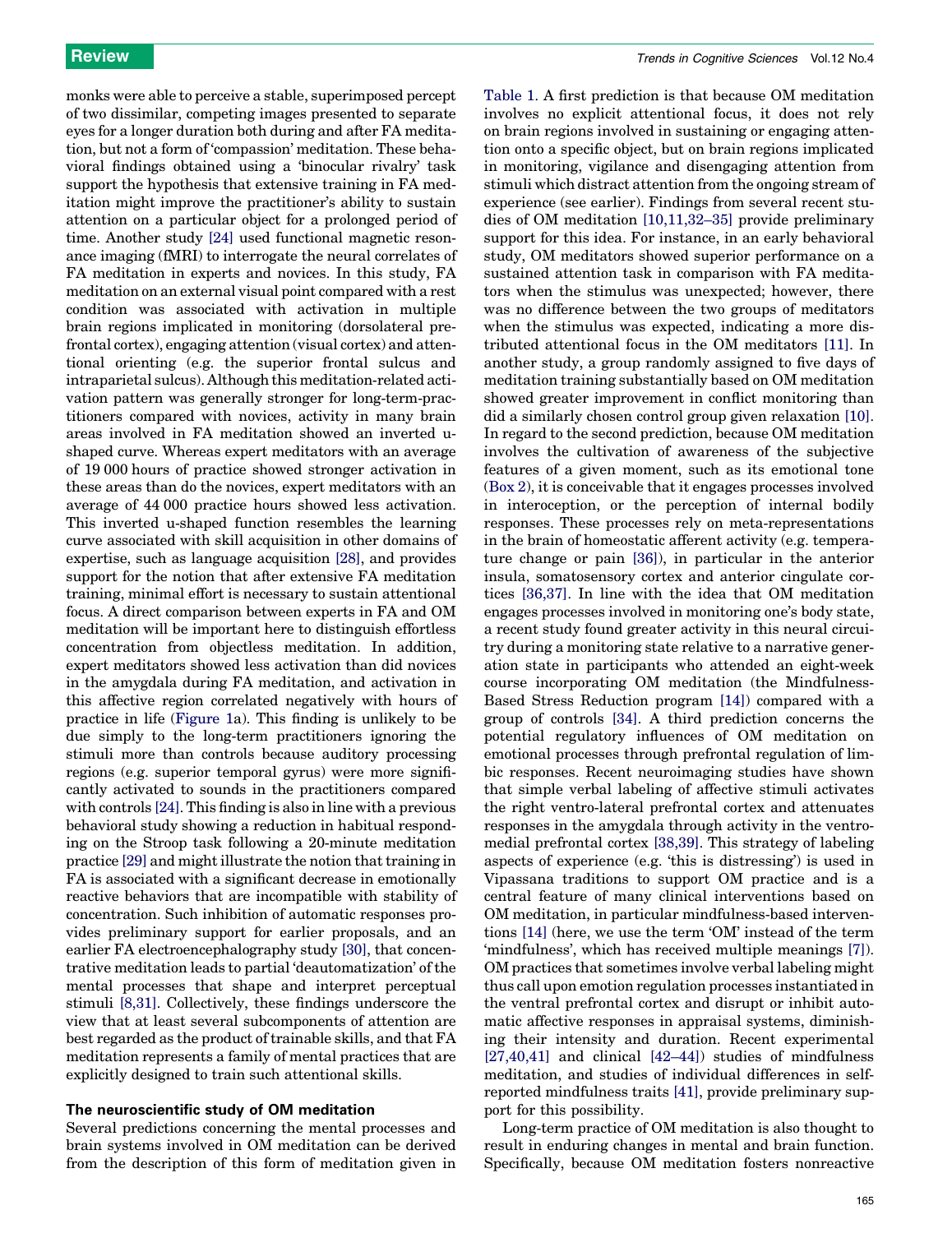monks were able to perceive a stable, superimposed percept of two dissimilar, competing images presented to separate eyes for a longer duration both during and after FA meditation, but not a form of 'compassion' meditation. These behavioral findings obtained using a 'binocular rivalry' task support the hypothesis that extensive training in FA meditation might improve the practitioner's ability to sustain attention on a particular object for a prolonged period of time. Another study [24] used functional magnetic resonance imaging (fMRI) to interrogate the neural correlates of FA meditation in experts and novices. In this study, FA meditation on an external visual point compared with a rest condition was associated with activation in multiple brain regions implicated in monitoring (dorsolateral prefrontal cortex), engaging attention (visual cortex) and attentional orienting (e.g. the superior frontal sulcus and intraparietal sulcus). Although this meditation-related activation pattern was generally stronger for long-term-practitioners compared with novices, activity in many brain areas involved in FA meditation showed an inverted u-shaped curve. Whereas expert meditators with an average of 19 000 hours of practice showed stronger activation in these areas than do the novices, expert meditators with an average of 44 000 practice hours showed less activation. This inverted u-shaped function resembles the learning curve associated with skill acquisition in other domains of expertise, such as language acquisition [28], and provides support for the notion that after extensive FA meditation training, minimal effort is necessary to sustain attentional focus. A direct comparison between experts in FA and OM meditation will be important here to distinguish effortless concentration from objectless meditation. In addition, expert meditators showed less activation than did novices in the amygdala during FA meditation, and activation in this affective region correlated negatively with hours of practice in life (Figure 1a). This finding is unlikely to be due simply to the long-term practitioners ignoring the stimuli more than controls because auditory processing regions (e.g. superior temporal gyrus) were more significantly activated to sounds in the practitioners compared with controls [24]. This finding is also in line with a previous behavioral study showing a reduction in habitual responding on the Stroop task following a 20-minute meditation practice [29] and might illustrate the notion that training in FA is associated with a significant decrease in emotionally reactive behaviors that are incompatible with stability of concentration. Such inhibition of automatic responses provides preliminary support for earlier proposals, and an earlier FA electroencephalography study [30], that concentrative meditation leads to partial 'deautomatization' of the mental processes that shape and interpret perceptual stimuli [8,31]. Collectively, these findings underscore the view that at least several subcomponents of attention are best regarded as the product of trainable skills, and that FA meditation represents a family of mental practices that are explicitly designed to train such attentional skills.

### The neuroscientific study of OM meditation

Several predictions concerning the mental processes and brain systems involved in OM meditation can be derived from the description of this form of meditation given in Table 1. A first prediction is that because OM meditation involves no explicit attentional focus, it does not rely on brain regions involved in sustaining or engaging attention onto a specific object, but on brain regions implicated in monitoring, vigilance and disengaging attention from stimuli which distract attention from the ongoing stream of experience (see earlier). Findings from several recent studies of OM meditation [10,11,32–35] provide preliminary support for this idea. For instance, in an early behavioral study, OM meditators showed superior performance on a sustained attention task in comparison with FA meditators when the stimulus was unexpected; however, there was no difference between the two groups of meditators when the stimulus was expected, indicating a more distributed attentional focus in the OM meditators [11]. In another study, a group randomly assigned to five days of meditation training substantially based on OM meditation showed greater improvement in conflict monitoring than did a similarly chosen control group given relaxation [10]. In regard to the second prediction, because OM meditation involves the cultivation of awareness of the subjective features of a given moment, such as its emotional tone (Box 2), it is conceivable that it engages processes involved in interoception, or the perception of internal bodily responses. These processes rely on meta-representations in the brain of homeostatic afferent activity (e.g. temperature change or pain [36]), in particular in the anterior insula, somatosensory cortex and anterior cingulate cortices [36,37]. In line with the idea that OM meditation engages processes involved in monitoring one's body state, a recent study found greater activity in this neural circuitry during a monitoring state relative to a narrative generation state in participants who attended an eight-week course incorporating OM meditation (the Mindfulness-Based Stress Reduction program [14]) compared with a group of controls [34]. A third prediction concerns the potential regulatory influences of OM meditation on emotional processes through prefrontal regulation of limbic responses. Recent neuroimaging studies have shown that simple verbal labeling of affective stimuli activates the right ventro-lateral prefrontal cortex and attenuates responses in the amygdala through activity in the ventromedial prefrontal cortex [38,39]. This strategy of labeling aspects of experience (e.g. 'this is distressing') is used in Vipassana traditions to support OM practice and is a central feature of many clinical interventions based on OM meditation, in particular mindfulness-based interventions [14] (here, we use the term 'OM' instead of the term 'mindfulness', which has received multiple meanings [7]). OM practices that sometimes involve verbal labeling might thus call upon emotion regulation processes instantiated in the ventral prefrontal cortex and disrupt or inhibit automatic affective responses in appraisal systems, diminishing their intensity and duration. Recent experimental [27,40,41] and clinical [42–44]) studies of mindfulness meditation, and studies of individual differences in self-reported mindfulness traits [41], provide preliminary support for this possibility.

Long-term practice of OM meditation is also thought to result in enduring changes in mental and brain function. Specifically, because OM meditation fosters nonreactive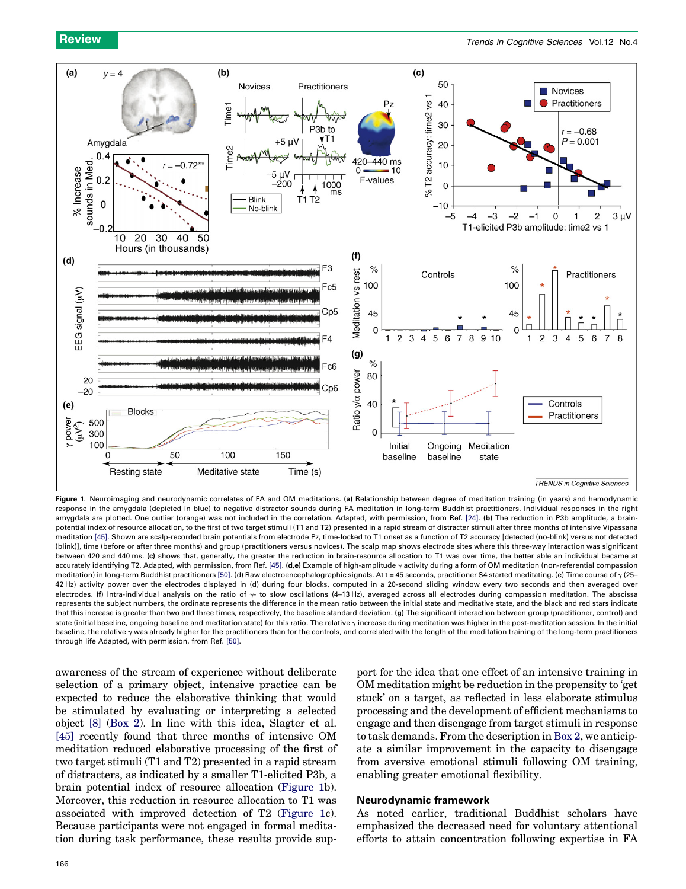**Figure 1**. Neuroimaging and neurodynamic correlates of FA and OM meditations. **(a)** Relationship between degree of meditation training (in years) and hemodynamic response in the amygdala (depicted in blue) to negative distractor sounds during FA meditation in long-term Buddhist practitioners. Individual responses in the right amygdala are plotted. One outlier (orange) was not included in the correlation. Adapted, with permission, from Ref. [24]. **(b)** The reduction in P3b amplitude, a brain-potential index of resource allocation, to the first of two target stimuli (T1 and T2) presented in a rapid stream of distracter stimuli after three months of intensive Vipassana meditation [45]. Shown are scalp-recorded brain potentials from electrode Pz, time-locked to T1 onset as a function of T2 accuracy [detected (no-blink) versus not detected (blink)], time (before or after three months) and group (practitioners versus novices). The scalp map shows electrode sites where this three-way interaction was significant between 420 and 440 ms. **(c)** shows that, generally, the greater the reduction in brain-resource allocation to T1 was over time, the better able an individual became at accurately identifying T2. Adapted, with permission, from Ref. [45]. **(d,e)** Example of high-amplitude γ activity during a form of OM meditation (non-referential compassion meditation) in long-term Buddhist practitioners [50]. (d) Raw electroencephalographic signals. At t = 45 seconds, practitioner S4 started meditating. (e) Time course of γ (25–42 Hz) activity power over the electrodes displayed in (d) during four blocks, computed in a 20-second sliding window every two seconds and then averaged over electrodes. **(f)** Intra-individual analysis on the ratio of γ- to slow oscillations (4–13 Hz), averaged across all electrodes during compassion meditation. The abscissa represents the subject numbers, the ordinate represents the difference in the mean ratio between the initial state and meditative state, and the black and red stars indicate that this increase is greater than two and three times, respectively, the baseline standard deviation. **(g)** The significant interaction between group (practitioner, control) and state (initial baseline, ongoing baseline and meditation state) for this ratio. The relative γ increase during meditation was higher in the post-meditation session. In the initial baseline, the relative γ was already higher for the practitioners than for the controls, and correlated with the length of the meditation training of the long-term practitioners through life Adapted, with permission, from Ref. [50].

awareness of the stream of experience without deliberate selection of a primary object, intensive practice can be expected to reduce the elaborative thinking that would be stimulated by evaluating or interpreting a selected object [8] (Box 2). In line with this idea, Slagter et al. [45] recently found that three months of intensive OM meditation reduced elaborative processing of the first of two target stimuli (T1 and T2) presented in a rapid stream of distracters, as indicated by a smaller T1-elicited P3b, a brain potential index of resource allocation (Figure 1b). Moreover, this reduction in resource allocation to T1 was associated with improved detection of T2 (Figure 1c). Because participants were not engaged in formal meditation during task performance, these results provide support for the idea that one effect of an intensive training in OM meditation might be reduction in the propensity to 'get stuck' on a target, as reflected in less elaborate stimulus processing and the development of efficient mechanisms to engage and then disengage from target stimuli in response to task demands. From the description in Box 2, we anticipate a similar improvement in the capacity to disengage from aversive emotional stimuli following OM training, enabling greater emotional flexibility.

## Neurodynamic framework

As noted earlier, traditional Buddhist scholars have emphasized the decreased need for voluntary attentional efforts to attain concentration following expertise in FA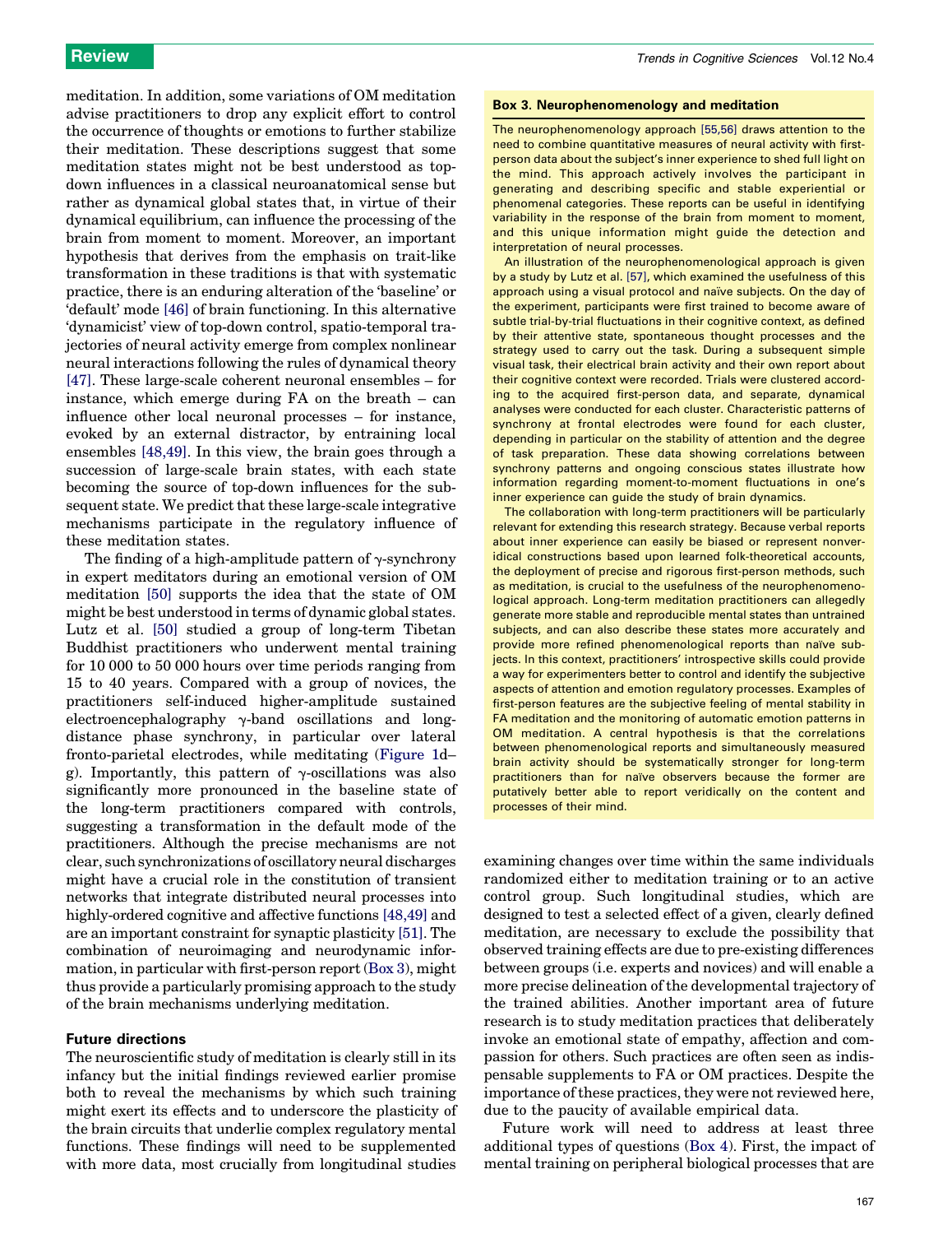meditation. In addition, some variations of OM meditation advise practitioners to drop any explicit effort to control the occurrence of thoughts or emotions to further stabilize their meditation. These descriptions suggest that some meditation states might not be best understood as top-down influences in a classical neuroanatomical sense but rather as dynamical global states that, in virtue of their dynamical equilibrium, can influence the processing of the brain from moment to moment. Moreover, an important hypothesis that derives from the emphasis on trait-like transformation in these traditions is that with systematic practice, there is an enduring alteration of the 'baseline' or 'default' mode [46] of brain functioning. In this alternative 'dynamicist' view of top-down control, spatio-temporal trajectories of neural activity emerge from complex nonlinear neural interactions following the rules of dynamical theory [47]. These large-scale coherent neuronal ensembles – for instance, which emerge during FA on the breath – can influence other local neuronal processes – for instance, evoked by an external distractor, by entraining local ensembles [48,49]. In this view, the brain goes through a succession of large-scale brain states, with each state becoming the source of top-down influences for the subsequent state. We predict that these large-scale integrative mechanisms participate in the regulatory influence of these meditation states.

The finding of a high-amplitude pattern of $\gamma$-synchrony in expert meditators during an emotional version of OM meditation [50] supports the idea that the state of OM might be best understood in terms of dynamic global states. Lutz et al. [50] studied a group of long-term Tibetan Buddhist practitioners who underwent mental training for 10 000 to 50 000 hours over time periods ranging from 15 to 40 years. Compared with a group of novices, the practitioners self-induced higher-amplitude sustained electroencephalography $\gamma$-band oscillations and long-distance phase synchrony, in particular over lateral fronto-parietal electrodes, while meditating (Figure 1d–g). Importantly, this pattern of $\gamma$-oscillations was also significantly more pronounced in the baseline state of the long-term practitioners compared with controls, suggesting a transformation in the default mode of the practitioners. Although the precise mechanisms are not clear, such synchronizations of oscillatory neural discharges might have a crucial role in the constitution of transient networks that integrate distributed neural processes into highly-ordered cognitive and affective functions [48,49] and are an important constraint for synaptic plasticity [51]. The combination of neuroimaging and neurodynamic information, in particular with first-person report (Box 3), might thus provide a particularly promising approach to the study of the brain mechanisms underlying meditation.

**Box 3. Neurophenomenology and meditation**

The neurophenomenology approach [55,56] draws attention to the need to combine quantitative measures of neural activity with first-person data about the subject's inner experience to shed full light on the mind. This approach actively involves the participant in generating and describing specific and stable experiential or phenomenal categories. These reports can be useful in identifying variability in the response of the brain from moment to moment, and this unique information might guide the detection and interpretation of neural processes.

An illustration of the neurophenomenological approach is given by a study by Lutz et al. [57], which examined the usefulness of this approach using a visual protocol and naïve subjects. On the day of the experiment, participants were first trained to become aware of subtle trial-by-trial fluctuations in their cognitive context, as defined by their attentive state, spontaneous thought processes and the strategy used to carry out the task. During a subsequent simple visual task, their electrical brain activity and their own report about their cognitive context were recorded. Trials were clustered according to the acquired first-person data, and separate, dynamical analyses were conducted for each cluster. Characteristic patterns of synchrony at frontal electrodes were found for each cluster, depending in particular on the stability of attention and the degree of task preparation. These data showing correlations between synchrony patterns and ongoing conscious states illustrate how information regarding moment-to-moment fluctuations in one's inner experience can guide the study of brain dynamics.

The collaboration with long-term practitioners will be particularly relevant for extending this research strategy. Because verbal reports about inner experience can easily be biased or represent nonveridical constructions based upon learned folk-theoretical accounts, the deployment of precise and rigorous first-person methods, such as meditation, is crucial to the usefulness of the neurophenomenological approach. Long-term meditation practitioners can allegedly generate more stable and reproducible mental states than untrained subjects, and can also describe these states more accurately and provide more refined phenomenological reports than naïve subjects. In this context, practitioners' introspective skills could provide a way for experimenters better to control and identify the subjective aspects of attention and emotion regulatory processes. Examples of first-person features are the subjective feeling of mental stability in FA meditation and the monitoring of automatic emotion patterns in OM meditation. A central hypothesis is that the correlations between phenomenological reports and simultaneously measured brain activity should be systematically stronger for long-term practitioners than for naïve observers because the former are putatively better able to report veridically on the content and processes of their mind.

## Future directions

The neuroscientific study of meditation is clearly still in its infancy but the initial findings reviewed earlier promise both to reveal the mechanisms by which such training might exert its effects and to underscore the plasticity of the brain circuits that underlie complex regulatory mental functions. These findings will need to be supplemented with more data, most crucially from longitudinal studies examining changes over time within the same individuals randomized either to meditation training or to an active control group. Such longitudinal studies, which are designed to test a selected effect of a given, clearly defined meditation, are necessary to exclude the possibility that observed training effects are due to pre-existing differences between groups (i.e. experts and novices) and will enable a more precise delineation of the developmental trajectory of the trained abilities. Another important area of future research is to study meditation practices that deliberately invoke an emotional state of empathy, affection and compassion for others. Such practices are often seen as indispensable supplements to FA or OM practices. Despite the importance of these practices, they were not reviewed here, due to the paucity of available empirical data.

Future work will need to address at least three additional types of questions (Box 4). First, the impact of mental training on peripheral biological processes that are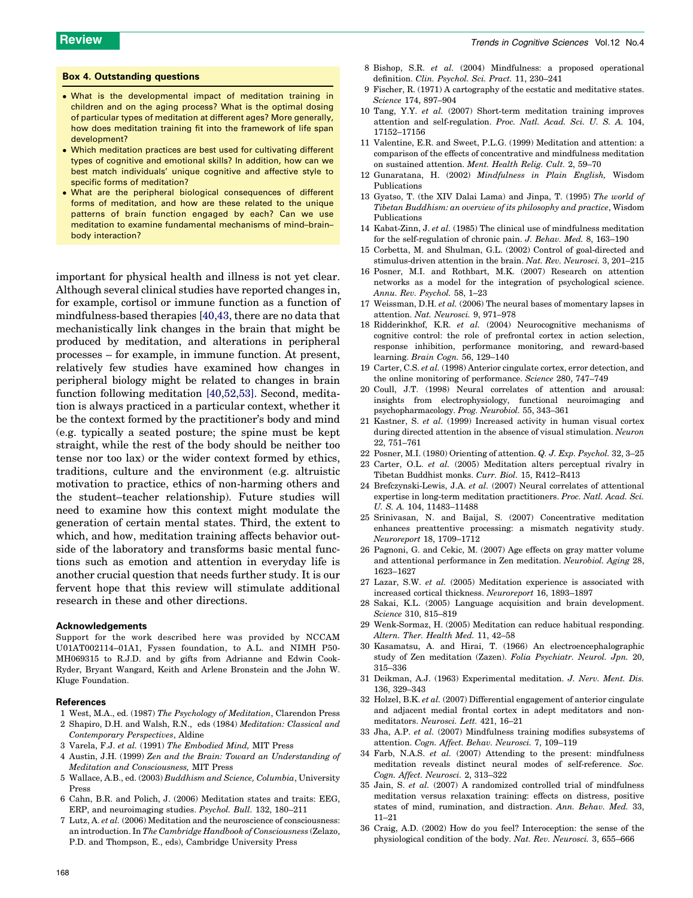### Box 4. Outstanding questions

- What is the developmental impact of meditation training in children and on the aging process? What is the optimal dosing of particular types of meditation at different ages? More generally, how does meditation training fit into the framework of life span development?
- Which meditation practices are best used for cultivating different types of cognitive and emotional skills? In addition, how can we best match individuals' unique cognitive and affective style to specific forms of meditation?
- What are the peripheral biological consequences of different forms of meditation, and how are these related to the unique patterns of brain function engaged by each? Can we use meditation to examine fundamental mechanisms of mind–brain–body interaction?

important for physical health and illness is not yet clear. Although several clinical studies have reported changes in, for example, cortisol or immune function as a function of mindfulness-based therapies [40,43], there are no data that mechanistically link changes in the brain that might be produced by meditation, and alterations in peripheral processes – for example, in immune function. At present, relatively few studies have examined how changes in peripheral biology might be related to changes in brain function following meditation [40,52,53]. Second, meditation is always practiced in a particular context, whether it be the context formed by the practitioner's body and mind (e.g. typically a seated posture; the spine must be kept straight, while the rest of the body should be neither too tense nor too lax) or the wider context formed by ethics, traditions, culture and the environment (e.g. altruistic motivation to practice, ethics of non-harming others and the student–teacher relationship). Future studies will need to examine how this context might modulate the generation of certain mental states. Third, the extent to which, and how, meditation training affects behavior outside of the laboratory and transforms basic mental functions such as emotion and attention in everyday life is another crucial question that needs further study. It is our fervent hope that this review will stimulate additional research in these and other directions.

### Acknowledgements

Support for the work described here was provided by NCCAM U01AT002114–01A1, Fyssen foundation, to A.L. and NIMH P50-MH069315 to R.J.D. and by gifts from Adrianne and Edwin Cook-Ryder, Bryant Wangard, Keith and Arlene Bronstein and the John W. Kluge Foundation.

### References

1 West, M.A., ed. (1987) *The Psychology of Meditation*, Clarendon Press
2 Shapiro, D.H. and Walsh, R.N., eds (1984) *Meditation: Classical and Contemporary Perspectives*, Aldine
3 Varela, F.J. *et al.* (1991) *The Embodied Mind,* MIT Press
4 Austin, J.H. (1999) *Zen and the Brain: Toward an Understanding of Meditation and Consciousness,* MIT Press
5 Wallace, A.B., ed. (2003) *Buddhism and Science, Columbia*, University Press
6 Cahn, B.R. and Polich, J. (2006) Meditation states and traits: EEG, ERP, and neuroimaging studies. *Psychol. Bull.* 132, 180–211
7 Lutz, A. *et al.* (2006) Meditation and the neuroscience of consciousness: an introduction. In *The Cambridge Handbook of Consciousness* (Zelazo, P.D. and Thompson, E., eds), Cambridge University Press
8 Bishop, S.R. *et al.* (2004) Mindfulness: a proposed operational definition. *Clin. Psychol. Sci. Pract.* 11, 230–241
9 Fischer, R. (1971) A cartography of the ecstatic and meditative states. *Science* 174, 897–904
10 Tang, Y.Y. *et al.* (2007) Short-term meditation training improves attention and self-regulation. *Proc. Natl. Acad. Sci. U. S. A.* 104, 17152–17156
11 Valentine, E.R. and Sweet, P.L.G. (1999) Meditation and attention: a comparison of the effects of concentrative and mindfulness meditation on sustained attention. *Ment. Health Relig. Cult.* 2, 59–70
12 Gunaratana, H. (2002) *Mindfulness in Plain English,* Wisdom Publications
13 Gyatso, T. (the XIV Dalai Lama) and Jinpa, T. (1995) *The world of Tibetan Buddhism: an overview of its philosophy and practice*, Wisdom Publications
14 Kabat-Zinn, J. *et al.* (1985) The clinical use of mindfulness meditation for the self-regulation of chronic pain. *J. Behav. Med.* 8, 163–190
15 Corbetta, M. and Shulman, G.L. (2002) Control of goal-directed and stimulus-driven attention in the brain. *Nat. Rev. Neurosci.* 3, 201–215
16 Posner, M.I. and Rothbart, M.K. (2007) Research on attention networks as a model for the integration of psychological science. *Annu. Rev. Psychol.* 58, 1–23
17 Weissman, D.H. *et al.* (2006) The neural bases of momentary lapses in attention. *Nat. Neurosci.* 9, 971–978
18 Ridderinkhof, K.R. *et al.* (2004) Neurocognitive mechanisms of cognitive control: the role of prefrontal cortex in action selection, response inhibition, performance monitoring, and reward-based learning. *Brain Cogn.* 56, 129–140
19 Carter, C.S. *et al.* (1998) Anterior cingulate cortex, error detection, and the online monitoring of performance. *Science* 280, 747–749
20 Coull, J.T. (1998) Neural correlates of attention and arousal: insights from electrophysiology, functional neuroimaging and psychopharmacology. *Prog. Neurobiol.* 55, 343–361
21 Kastner, S. *et al.* (1999) Increased activity in human visual cortex during directed attention in the absence of visual stimulation. *Neuron* 22, 751–761
22 Posner, M.I. (1980) Orienting of attention. *Q. J. Exp. Psychol.* 32, 3–25
23 Carter, O.L. *et al.* (2005) Meditation alters perceptual rivalry in Tibetan Buddhist monks. *Curr. Biol.* 15, R412–R413
24 Brefczynski-Lewis, J.A. *et al.* (2007) Neural correlates of attentional expertise in long-term meditation practitioners. *Proc. Natl. Acad. Sci. U. S. A.* 104, 11483–11488
25 Srinivasan, N. and Baijal, S. (2007) Concentrative meditation enhances preattentive processing: a mismatch negativity study. *Neuroreport* 18, 1709–1712
26 Pagnoni, G. and Cekic, M. (2007) Age effects on gray matter volume and attentional performance in Zen meditation. *Neurobiol. Aging* 28, 1623–1627
27 Lazar, S.W. *et al.* (2005) Meditation experience is associated with increased cortical thickness. *Neuroreport* 16, 1893–1897
28 Sakai, K.L. (2005) Language acquisition and brain development. *Science* 310, 815–819
29 Wenk-Sormaz, H. (2005) Meditation can reduce habitual responding. *Altern. Ther. Health Med.* 11, 42–58
30 Kasamatsu, A. and Hirai, T. (1966) An electroencephalographic study of Zen meditation (Zazen). *Folia Psychiatr. Neurol. Jpn.* 20, 315–336
31 Deikman, A.J. (1963) Experimental meditation. *J. Nerv. Ment. Dis.* 136, 329–343
32 Holzel, B.K. *et al.* (2007) Differential engagement of anterior cingulate and adjacent medial frontal cortex in adept meditators and non-meditators. *Neurosci. Lett.* 421, 16–21
33 Jha, A.P. *et al.* (2007) Mindfulness training modifies subsystems of attention. *Cogn. Affect. Behav. Neurosci.* 7, 109–119
34 Farb, N.A.S. *et al.* (2007) Attending to the present: mindfulness meditation reveals distinct neural modes of self-reference. *Soc. Cogn. Affect. Neurosci.* 2, 313–322
35 Jain, S. *et al.* (2007) A randomized controlled trial of mindfulness meditation versus relaxation training: effects on distress, positive states of mind, rumination, and distraction. *Ann. Behav. Med.* 33, 11–21
36 Craig, A.D. (2002) How do you feel? Interoception: the sense of the physiological condition of the body. *Nat. Rev. Neurosci.* 3, 655–666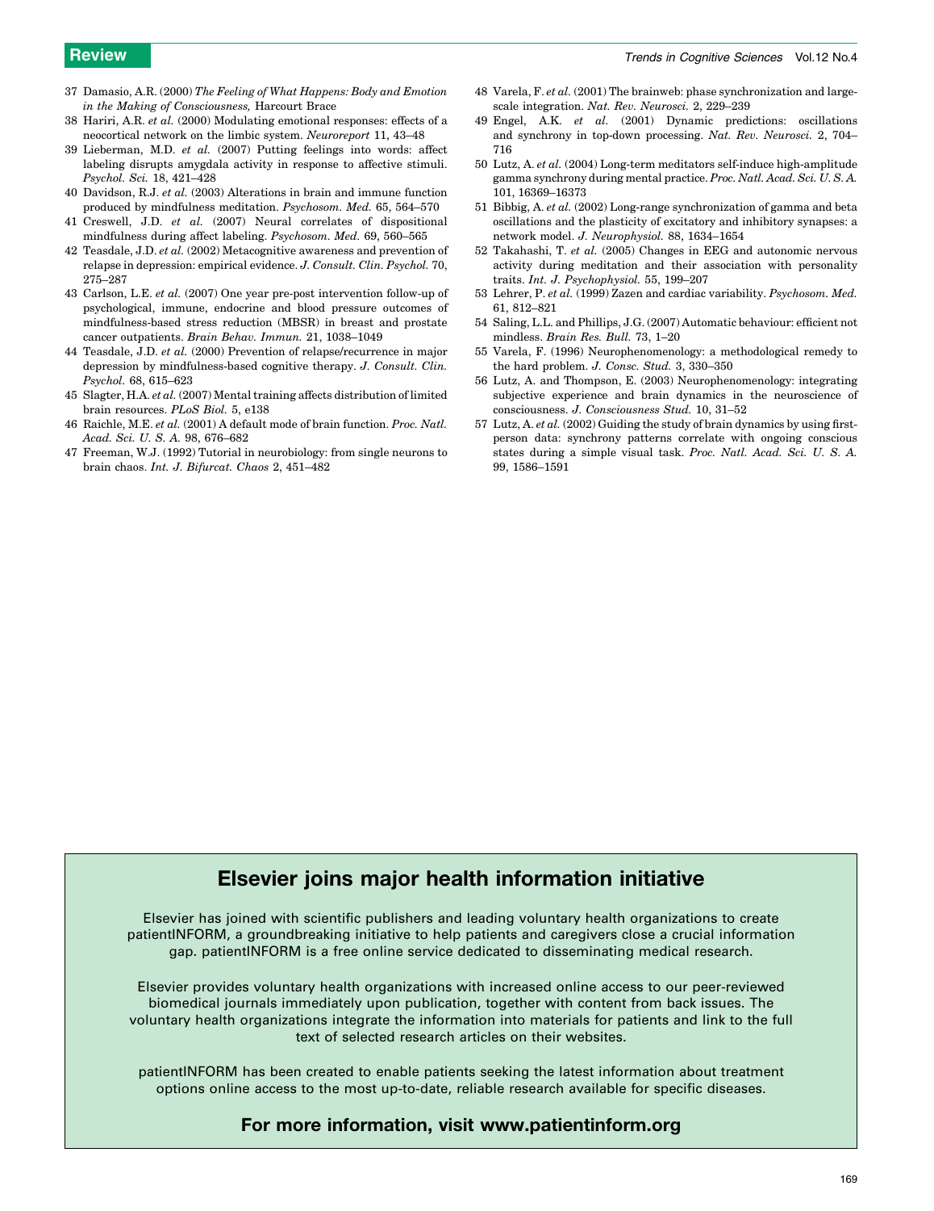37 Damasio, A.R. (2000) *The Feeling of What Happens: Body and Emotion in the Making of Consciousness,* Harcourt Brace

38 Hariri, A.R. *et al.* (2000) Modulating emotional responses: effects of a neocortical network on the limbic system. *Neuroreport* 11, 43–48

39 Lieberman, M.D. *et al.* (2007) Putting feelings into words: affect labeling disrupts amygdala activity in response to affective stimuli. *Psychol. Sci.* 18, 421–428

40 Davidson, R.J. *et al.* (2003) Alterations in brain and immune function produced by mindfulness meditation. *Psychosom. Med.* 65, 564–570

41 Creswell, J.D. *et al.* (2007) Neural correlates of dispositional mindfulness during affect labeling. *Psychosom. Med.* 69, 560–565

42 Teasdale, J.D. *et al.* (2002) Metacognitive awareness and prevention of relapse in depression: empirical evidence. *J. Consult. Clin. Psychol.* 70, 275–287

43 Carlson, L.E. *et al.* (2007) One year pre-post intervention follow-up of psychological, immune, endocrine and blood pressure outcomes of mindfulness-based stress reduction (MBSR) in breast and prostate cancer outpatients. *Brain Behav. Immun.* 21, 1038–1049

44 Teasdale, J.D. *et al.* (2000) Prevention of relapse/recurrence in major depression by mindfulness-based cognitive therapy. *J. Consult. Clin. Psychol.* 68, 615–623

45 Slagter, H.A. *et al.* (2007) Mental training affects distribution of limited brain resources. *PLoS Biol.* 5, e138

46 Raichle, M.E. *et al.* (2001) A default mode of brain function. *Proc. Natl. Acad. Sci. U. S. A.* 98, 676–682

47 Freeman, W.J. (1992) Tutorial in neurobiology: from single neurons to brain chaos. *Int. J. Bifurcat. Chaos* 2, 451–482

48 Varela, F. *et al.* (2001) The brainweb: phase synchronization and large-scale integration. *Nat. Rev. Neurosci.* 2, 229–239

49 Engel, A.K. *et al.* (2001) Dynamic predictions: oscillations and synchrony in top-down processing. *Nat. Rev. Neurosci.* 2, 704–716

50 Lutz, A. *et al.* (2004) Long-term meditators self-induce high-amplitude gamma synchrony during mental practice. *Proc. Natl. Acad. Sci. U. S. A.* 101, 16369–16373

51 Bibbig, A. *et al.* (2002) Long-range synchronization of gamma and beta oscillations and the plasticity of excitatory and inhibitory synapses: a network model. *J. Neurophysiol.* 88, 1634–1654

52 Takahashi, T. *et al.* (2005) Changes in EEG and autonomic nervous activity during meditation and their association with personality traits. *Int. J. Psychophysiol.* 55, 199–207

53 Lehrer, P. *et al.* (1999) Zazen and cardiac variability. *Psychosom. Med.* 61, 812–821

54 Saling, L.L. and Phillips, J.G. (2007) Automatic behaviour: efficient not mindless. *Brain Res. Bull.* 73, 1–20

55 Varela, F. (1996) Neurophenomenology: a methodological remedy to the hard problem. *J. Consc. Stud.* 3, 330–350

56 Lutz, A. and Thompson, E. (2003) Neurophenomenology: integrating subjective experience and brain dynamics in the neuroscience of consciousness. *J. Consciousness Stud.* 10, 31–52

57 Lutz, A. *et al.* (2002) Guiding the study of brain dynamics by using first-person data: synchrony patterns correlate with ongoing conscious states during a simple visual task. *Proc. Natl. Acad. Sci. U. S. A.* 99, 1586–1591

## Elsevier joins major health information initiative

Elsevier has joined with scientific publishers and leading voluntary health organizations to create patientINFORM, a groundbreaking initiative to help patients and caregivers close a crucial information gap. patientINFORM is a free online service dedicated to disseminating medical research.

Elsevier provides voluntary health organizations with increased online access to our peer-reviewed biomedical journals immediately upon publication, together with content from back issues. The voluntary health organizations integrate the information into materials for patients and link to the full text of selected research articles on their websites.

patientINFORM has been created to enable patients seeking the latest information about treatment options online access to the most up-to-date, reliable research available for specific diseases.

**For more information, visit www.patientinform.org**